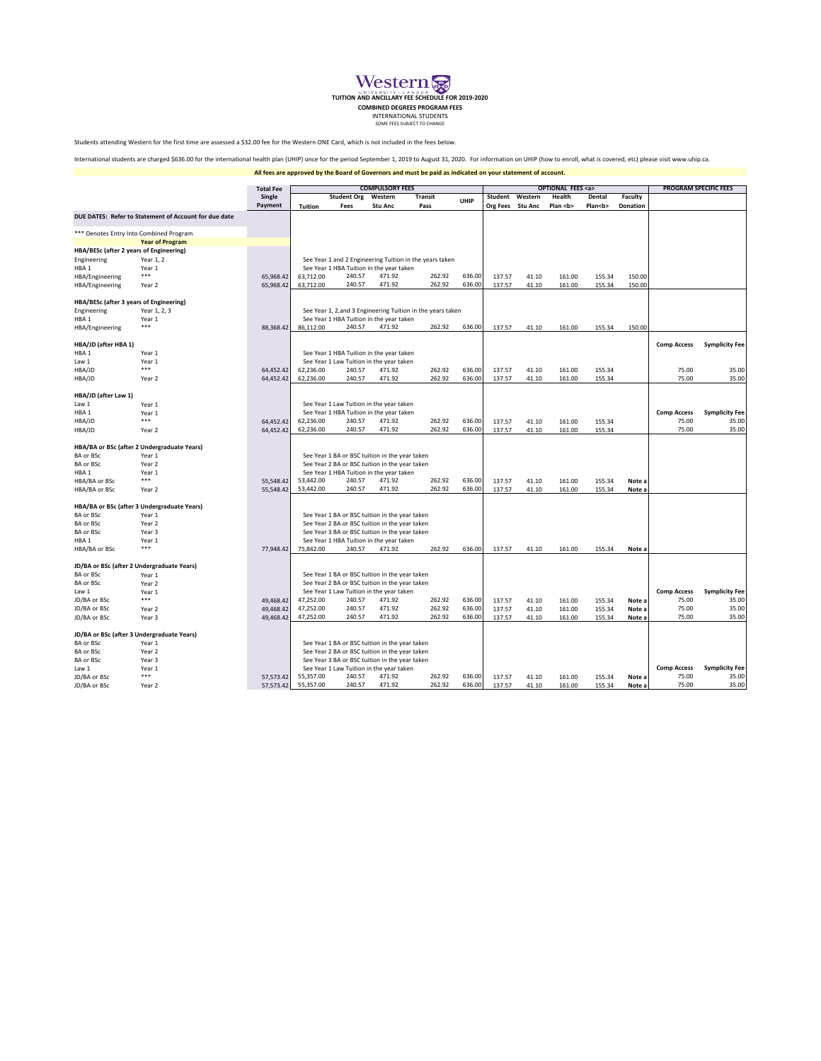# Western UNIVERSITY · CANADA

## TUITION AND ANCILLARY FEE SCHEDULE FOR 2019-2020

### COMBINED DEGREES PROGRAM FEES

INTERNATIONAL STUDENTS

SOME FEES SUBJECT TO CHANGE

Students attending Western for the first time are assessed a $32.00 fee for the Western ONE Card, which is not included in the fees below.

International students are charged $636.00 for the international health plan (UHIP) once for the period September 1, 2019 to August 31, 2020. For information on UHIP (how to enroll, what is covered, etc) please visit www.uhip.ca.

**All fees are approved by the Board of Governors and must be paid as indicated on your statement of account.**

| | | Total Fee | COMPULSORY FEES | | | | | OPTIONAL FEES <a> | | | | | PROGRAM SPECIFIC FEES | |
|---|---|---|---|---|---|---|---|---|---|---|---|---|---|---|
| | | Single Payment | Tuition | Student Org Fees | Western Stu Anc | Transit Pass | UHIP | Student Org Fees | Western Stu Anc | Health Plan <b> | Dental Plan<b> | Faculty Donation | | |
| **DUE DATES: Refer to Statement of Account for due date** | | | | | | | | | | | | | | |
| *** Denotes Entry Into Combined Program | | | | | | | | | | | | | | |
| | **Year of Program** | | | | | | | | | | | | | |
| **HBA/BESc (after 2 years of Engineering)** | | | | | | | | | | | | | | |
| Engineering | Year 1, 2 | | See Year 1 and 2 Engineering Tuition in the years taken | | | | | | | | | | | |
| HBA 1 | Year 1 | | See Year 1 HBA Tuition in the year taken | | | | | | | | | | | |
| HBA/Engineering | *** | 65,968.42 | 63,712.00 | 240.57 | 471.92 | 262.92 | 636.00 | 137.57 | 41.10 | 161.00 | 155.34 | 150.00 | | |
| HBA/Engineering | Year 2 | 65,968.42 | 63,712.00 | 240.57 | 471.92 | 262.92 | 636.00 | 137.57 | 41.10 | 161.00 | 155.34 | 150.00 | | |
| **HBA/BESc (after 3 years of Engineering)** | | | | | | | | | | | | | | |
| Engineering | Year 1, 2, 3 | | See Year 1, 2,and 3 Engineering Tuition in the years taken | | | | | | | | | | | |
| HBA 1 | Year 1 | | See Year 1 HBA Tuition in the year taken | | | | | | | | | | | |
| HBA/Engineering | *** | 88,368.42 | 86,112.00 | 240.57 | 471.92 | 262.92 | 636.00 | 137.57 | 41.10 | 161.00 | 155.34 | 150.00 | | |
| **HBA/JD (after HBA 1)** | | | | | | | | | | | | | **Comp Access** | **Symplicity Fee** |
| HBA 1 | Year 1 | | See Year 1 HBA Tuition in the year taken | | | | | | | | | | | |
| Law 1 | Year 1 | | See Year 1 Law Tuition in the year taken | | | | | | | | | | | |
| HBA/JD | *** | 64,452.42 | 62,236.00 | 240.57 | 471.92 | 262.92 | 636.00 | 137.57 | 41.10 | 161.00 | 155.34 | | 75.00 | 35.00 |
| HBA/JD | Year 2 | 64,452.42 | 62,236.00 | 240.57 | 471.92 | 262.92 | 636.00 | 137.57 | 41.10 | 161.00 | 155.34 | | 75.00 | 35.00 |
| **HBA/JD (after Law 1)** | | | | | | | | | | | | | | |
| Law 1 | Year 1 | | See Year 1 Law Tuition in the year taken | | | | | | | | | | | |
| HBA 1 | Year 1 | | See Year 1 HBA Tuition in the year taken | | | | | | | | | | **Comp Access** | **Symplicity Fee** |
| HBA/JD | *** | 64,452.42 | 62,236.00 | 240.57 | 471.92 | 262.92 | 636.00 | 137.57 | 41.10 | 161.00 | 155.34 | | 75.00 | 35.00 |
| HBA/JD | Year 2 | 64,452.42 | 62,236.00 | 240.57 | 471.92 | 262.92 | 636.00 | 137.57 | 41.10 | 161.00 | 155.34 | | 75.00 | 35.00 |
| **HBA/BA or BSc (after 2 Undergraduate Years)** | | | | | | | | | | | | | | |
| BA or BSc | Year 1 | | See Year 1 BA or BSC tuition in the year taken | | | | | | | | | | | |
| BA or BSc | Year 2 | | See Year 2 BA or BSC tuition in the year taken | | | | | | | | | | | |
| HBA 1 | Year 1 | | See Year 1 HBA Tuition in the year taken | | | | | | | | | | | |
| HBA/BA or BSc | *** | 55,548.42 | 53,442.00 | 240.57 | 471.92 | 262.92 | 636.00 | 137.57 | 41.10 | 161.00 | 155.34 | Note a | | |
| HBA/BA or BSc | Year 2 | 55,548.42 | 53,442.00 | 240.57 | 471.92 | 262.92 | 636.00 | 137.57 | 41.10 | 161.00 | 155.34 | Note a | | |
| **HBA/BA or BSc (after 3 Undergraduate Years)** | | | | | | | | | | | | | | |
| BA or BSc | Year 1 | | See Year 1 BA or BSC tuition in the year taken | | | | | | | | | | | |
| BA or BSc | Year 2 | | See Year 2 BA or BSC tuition in the year taken | | | | | | | | | | | |
| BA or BSc | Year 3 | | See Year 3 BA or BSC tuition in the year taken | | | | | | | | | | | |
| HBA 1 | Year 1 | | See Year 1 HBA Tuition in the year taken | | | | | | | | | | | |
| HBA/BA or BSc | *** | 77,948.42 | 75,842.00 | 240.57 | 471.92 | 262.92 | 636.00 | 137.57 | 41.10 | 161.00 | 155.34 | Note a | | |
| **JD/BA or BSc (after 2 Undergraduate Years)** | | | | | | | | | | | | | | |
| BA or BSc | Year 1 | | See Year 1 BA or BSC tuition in the year taken | | | | | | | | | | | |
| BA or BSc | Year 2 | | See Year 2 BA or BSC tuition in the year taken | | | | | | | | | | | |
| Law 1 | Year 1 | | See Year 1 Law Tuition in the year taken | | | | | | | | | | **Comp Access** | **Symplicity Fee** |
| JD/BA or BSc | *** | 49,468.42 | 47,252.00 | 240.57 | 471.92 | 262.92 | 636.00 | 137.57 | 41.10 | 161.00 | 155.34 | Note a | 75.00 | 35.00 |
| JD/BA or BSc | Year 2 | 49,468.42 | 47,252.00 | 240.57 | 471.92 | 262.92 | 636.00 | 137.57 | 41.10 | 161.00 | 155.34 | Note a | 75.00 | 35.00 |
| JD/BA or BSc | Year 3 | 49,468.42 | 47,252.00 | 240.57 | 471.92 | 262.92 | 636.00 | 137.57 | 41.10 | 161.00 | 155.34 | Note a | 75.00 | 35.00 |
| **JD/BA or BSc (after 3 Undergraduate Years)** | | | | | | | | | | | | | | |
| BA or BSc | Year 1 | | See Year 1 BA or BSC tuition in the year taken | | | | | | | | | | | |
| BA or BSc | Year 2 | | See Year 2 BA or BSC tuition in the year taken | | | | | | | | | | | |
| BA or BSc | Year 3 | | See Year 3 BA or BSC tuition in the year taken | | | | | | | | | | | |
| Law 1 | Year 1 | | See Year 1 Law Tuition in the year taken | | | | | | | | | | **Comp Access** | **Symplicity Fee** |
| JD/BA or BSc | *** | 57,573.42 | 55,357.00 | 240.57 | 471.92 | 262.92 | 636.00 | 137.57 | 41.10 | 161.00 | 155.34 | Note a | 75.00 | 35.00 |
| JD/BA or BSc | Year 2 | 57,573.42 | 55,357.00 | 240.57 | 471.92 | 262.92 | 636.00 | 137.57 | 41.10 | 161.00 | 155.34 | Note a | 75.00 | 35.00 |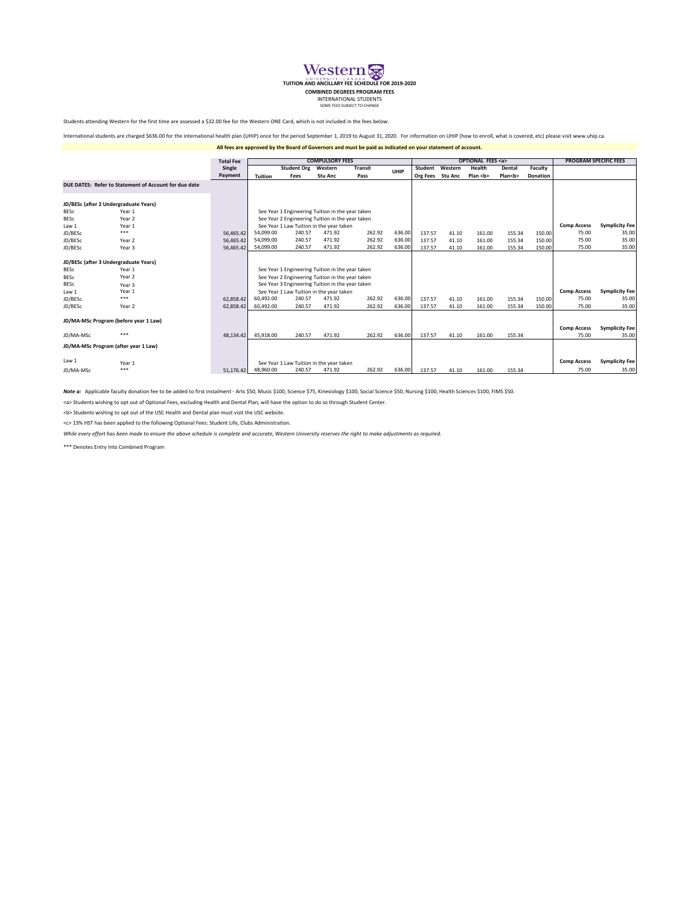Western UNIVERSITY · CANADA

**TUITION AND ANCILLARY FEE SCHEDULE FOR 2019-2020**

**COMBINED DEGREES PROGRAM FEES**

INTERNATIONAL STUDENTS

SOME FEES SUBJECT TO CHANGE

Students attending Western for the first time are assessed a $32.00 fee for the Western ONE Card, which is not included in the fees below.

International students are charged $636.00 for the international health plan (UHIP) once for the period September 1, 2019 to August 31, 2020. For information on UHIP (how to enroll, what is covered, etc) please visit www.uhip.ca.

**All fees are approved by the Board of Governors and must be paid as indicated on your statement of account.**

| | | Total Fee Single Payment | COMPULSORY FEES | | | | | OPTIONAL FEES <a> | | | | | PROGRAM SPECIFIC FEES | |
|---|---|---|---|---|---|---|---|---|---|---|---|---|---|---|
| | | | Tuition | Student Org Fees | Western Stu Anc | Transit Pass | UHIP | Student Org Fees | Western Stu Anc | Health Plan <b> | Dental Plan<b> | Faculty Donation | | |
| **DUE DATES: Refer to Statement of Account for due date** | | | | | | | | | | | | | | |
| **JD/BESc (after 2 Undergraduate Years)** | | | | | | | | | | | | | | |
| BESc | Year 1 | | See Year 1 Engineering Tuition in the year taken | | | | | | | | | | | |
| BESc | Year 2 | | See Year 2 Engineering Tuition in the year taken | | | | | | | | | | | |
| Law 1 | Year 1 | | See Year 1 Law Tuition in the year taken | | | | | | | | | | **Comp Access** | **Symplicity Fee** |
| JD/BESc | *** | 56,465.42 | 54,099.00 | 240.57 | 471.92 | 262.92 | 636.00 | 137.57 | 41.10 | 161.00 | 155.34 | 150.00 | 75.00 | 35.00 |
| JD/BESc | Year 2 | 56,465.42 | 54,099.00 | 240.57 | 471.92 | 262.92 | 636.00 | 137.57 | 41.10 | 161.00 | 155.34 | 150.00 | 75.00 | 35.00 |
| JD/BESc | Year 3 | 56,465.42 | 54,099.00 | 240.57 | 471.92 | 262.92 | 636.00 | 137.57 | 41.10 | 161.00 | 155.34 | 150.00 | 75.00 | 35.00 |
| **JD/BESc (after 3 Undergraduate Years)** | | | | | | | | | | | | | | |
| BESc | Year 1 | | See Year 1 Engineering Tuition in the year taken | | | | | | | | | | | |
| BESc | Year 2 | | See Year 2 Engineering Tuition in the year taken | | | | | | | | | | | |
| BESc | Year 3 | | See Year 3 Engineering Tuition in the year taken | | | | | | | | | | | |
| Law 1 | Year 1 | | See Year 1 Law Tuition in the year taken | | | | | | | | | | **Comp Access** | **Symplicity Fee** |
| JD/BESc | *** | 62,858.42 | 60,492.00 | 240.57 | 471.92 | 262.92 | 636.00 | 137.57 | 41.10 | 161.00 | 155.34 | 150.00 | 75.00 | 35.00 |
| JD/BESc | Year 2 | 62,858.42 | 60,492.00 | 240.57 | 471.92 | 262.92 | 636.00 | 137.57 | 41.10 | 161.00 | 155.34 | 150.00 | 75.00 | 35.00 |
| **JD/MA-MSc Program (before year 1 Law)** | | | | | | | | | | | | | **Comp Access** | **Symplicity Fee** |
| JD/MA-MSc | *** | 48,134.42 | 45,918.00 | 240.57 | 471.92 | 262.92 | 636.00 | 137.57 | 41.10 | 161.00 | 155.34 | | 75.00 | 35.00 |
| **JD/MA-MSc Program (after year 1 Law)** | | | | | | | | | | | | | | |
| Law 1 | Year 1 | | See Year 1 Law Tuition in the year taken | | | | | | | | | | **Comp Access** | **Symplicity Fee** |
| JD/MA-MSc | *** | 51,176.42 | 48,960.00 | 240.57 | 471.92 | 262.92 | 636.00 | 137.57 | 41.10 | 161.00 | 155.34 | | 75.00 | 35.00 |

***Note a:*** Applicable faculty donation fee to be added to first instalment - Arts $50, Music $100, Science $75, Kinesiology $100, Social Science $50, Nursing $100, Health Sciences $100, FIMS $50.

<a> Students wishing to opt out of Optional Fees, excluding Health and Dental Plan, will have the option to do so through Student Center.

<b> Students wishing to opt out of the USC Health and Dental plan must visit the USC website.

<c> 13% HST has been applied to the following Optional Fees: Student Life, Clubs Administration.

*While every effort has been made to ensure the above schedule is complete and accurate, Western University reserves the right to make adjustments as required.*

*** Denotes Entry Into Combined Program